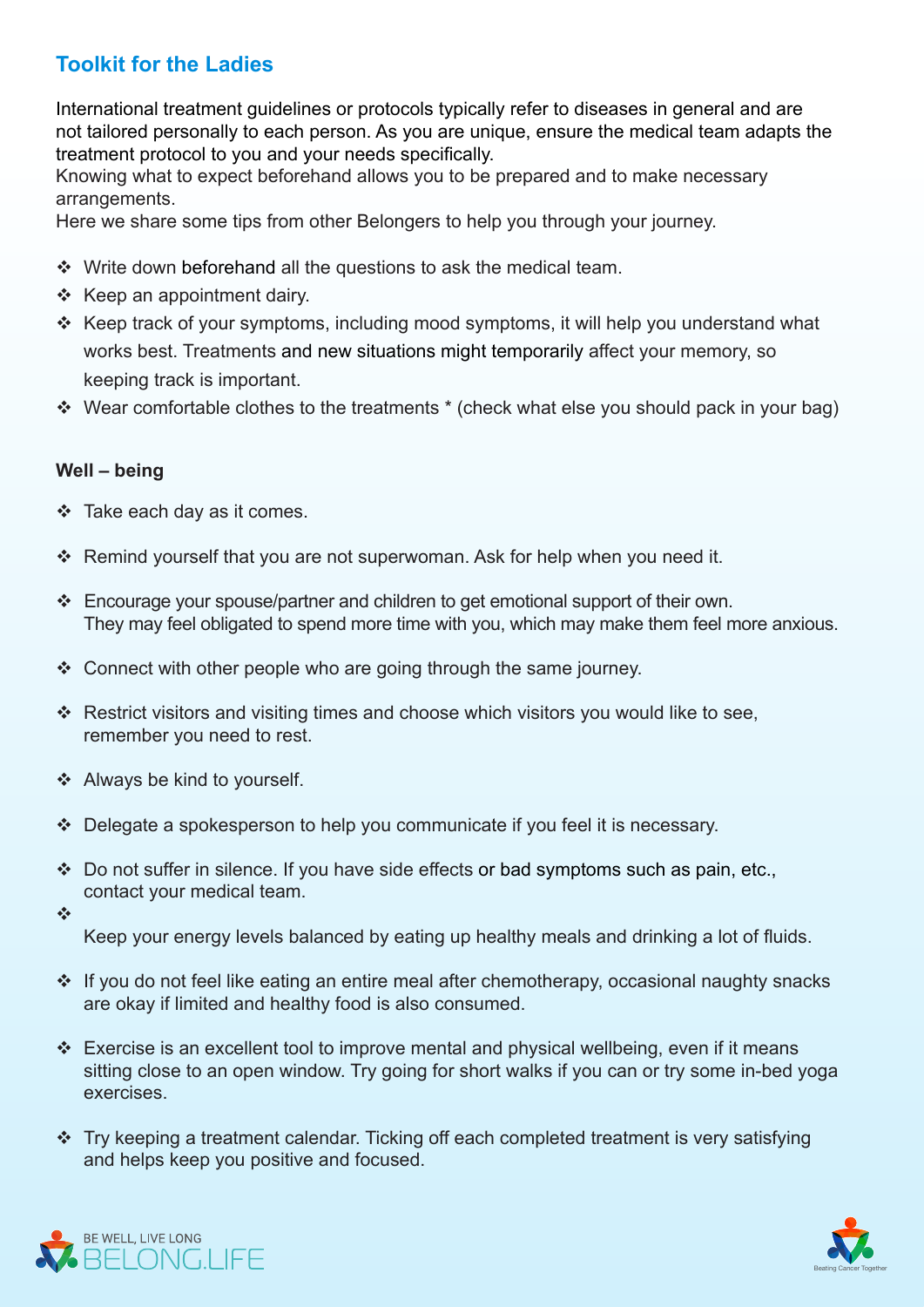## Toolkit for the Ladies

International treatment guidelines or protocols typically refer to diseases in general and are not tailored personally to each person. As you are unique, ensure the medical team adapts the treatment protocol to you and your needs specifically.
Knowing what to expect beforehand allows you to be prepared and to make necessary arrangements.
Here we share some tips from other Belongers to help you through your journey.

- Write down beforehand all the questions to ask the medical team.
- Keep an appointment dairy.
- Keep track of your symptoms, including mood symptoms, it will help you understand what works best. Treatments and new situations might temporarily affect your memory, so keeping track is important.
- Wear comfortable clothes to the treatments * (check what else you should pack in your bag)

**Well – being**

- Take each day as it comes.
- Remind yourself that you are not superwoman. Ask for help when you need it.
- Encourage your spouse/partner and children to get emotional support of their own. They may feel obligated to spend more time with you, which may make them feel more anxious.
- Connect with other people who are going through the same journey.
- Restrict visitors and visiting times and choose which visitors you would like to see, remember you need to rest.
- Always be kind to yourself.
- Delegate a spokesperson to help you communicate if you feel it is necessary.
- Do not suffer in silence. If you have side effects or bad symptoms such as pain, etc., contact your medical team.
- Keep your energy levels balanced by eating up healthy meals and drinking a lot of fluids.
- If you do not feel like eating an entire meal after chemotherapy, occasional naughty snacks are okay if limited and healthy food is also consumed.
- Exercise is an excellent tool to improve mental and physical wellbeing, even if it means sitting close to an open window. Try going for short walks if you can or try some in-bed yoga exercises.
- Try keeping a treatment calendar. Ticking off each completed treatment is very satisfying and helps keep you positive and focused.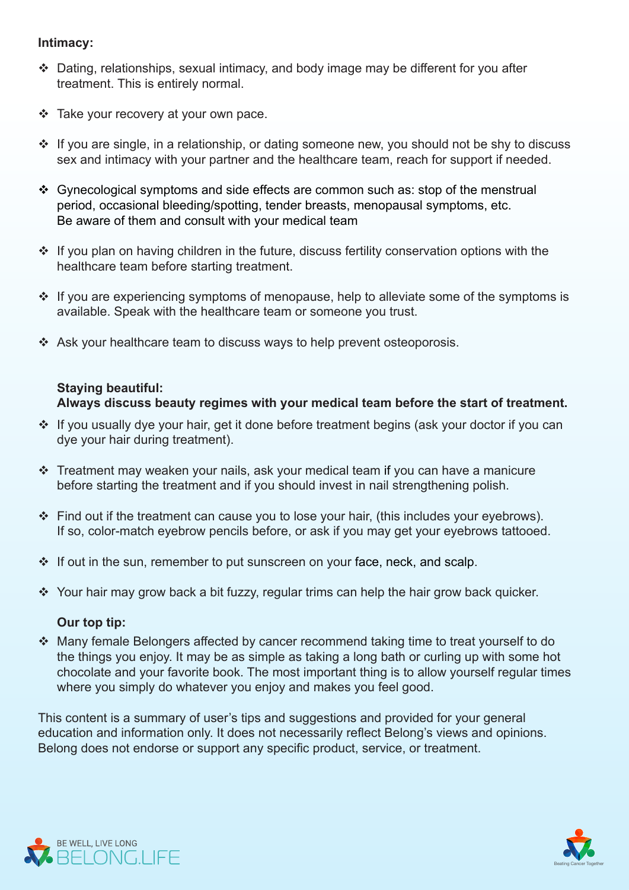**Intimacy:**

- Dating, relationships, sexual intimacy, and body image may be different for you after treatment. This is entirely normal.
- Take your recovery at your own pace.
- If you are single, in a relationship, or dating someone new, you should not be shy to discuss sex and intimacy with your partner and the healthcare team, reach for support if needed.
- Gynecological symptoms and side effects are common such as: stop of the menstrual period, occasional bleeding/spotting, tender breasts, menopausal symptoms, etc. Be aware of them and consult with your medical team
- If you plan on having children in the future, discuss fertility conservation options with the healthcare team before starting treatment.
- If you are experiencing symptoms of menopause, help to alleviate some of the symptoms is available. Speak with the healthcare team or someone you trust.
- Ask your healthcare team to discuss ways to help prevent osteoporosis.

**Staying beautiful:**
**Always discuss beauty regimes with your medical team before the start of treatment.**

- If you usually dye your hair, get it done before treatment begins (ask your doctor if you can dye your hair during treatment).
- Treatment may weaken your nails, ask your medical team if you can have a manicure before starting the treatment and if you should invest in nail strengthening polish.
- Find out if the treatment can cause you to lose your hair, (this includes your eyebrows). If so, color-match eyebrow pencils before, or ask if you may get your eyebrows tattooed.
- If out in the sun, remember to put sunscreen on your face, neck, and scalp.
- Your hair may grow back a bit fuzzy, regular trims can help the hair grow back quicker.

**Our top tip:**

- Many female Belongers affected by cancer recommend taking time to treat yourself to do the things you enjoy. It may be as simple as taking a long bath or curling up with some hot chocolate and your favorite book. The most important thing is to allow yourself regular times where you simply do whatever you enjoy and makes you feel good.

This content is a summary of user's tips and suggestions and provided for your general education and information only. It does not necessarily reflect Belong's views and opinions. Belong does not endorse or support any specific product, service, or treatment.

BE WELL, LIVE LONG
BELONG.LIFE

Beating Cancer Together